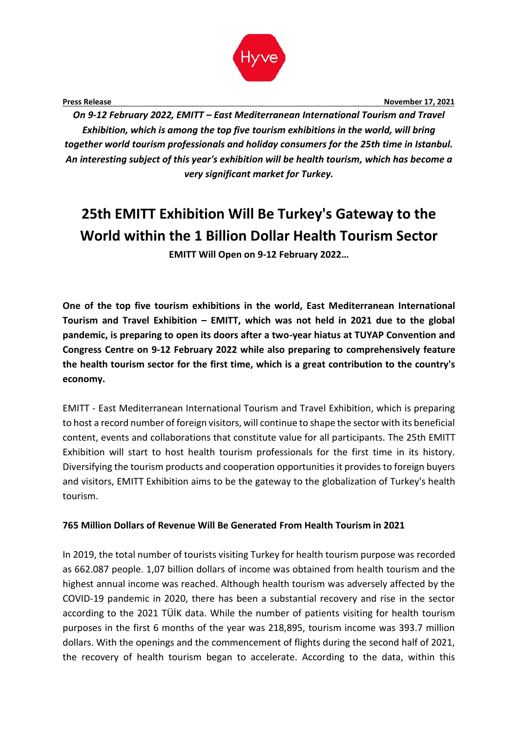Hyve

**Press Release** **November 17, 2021**

***On 9-12 February 2022, EMITT – East Mediterranean International Tourism and Travel Exhibition, which is among the top five tourism exhibitions in the world, will bring together world tourism professionals and holiday consumers for the 25th time in Istanbul. An interesting subject of this year's exhibition will be health tourism, which has become a very significant market for Turkey.***

# 25th EMITT Exhibition Will Be Turkey's Gateway to the World within the 1 Billion Dollar Health Tourism Sector

**EMITT Will Open on 9-12 February 2022…**

**One of the top five tourism exhibitions in the world, East Mediterranean International Tourism and Travel Exhibition – EMITT, which was not held in 2021 due to the global pandemic, is preparing to open its doors after a two-year hiatus at TUYAP Convention and Congress Centre on 9-12 February 2022 while also preparing to comprehensively feature the health tourism sector for the first time, which is a great contribution to the country's economy.**

EMITT - East Mediterranean International Tourism and Travel Exhibition, which is preparing to host a record number of foreign visitors, will continue to shape the sector with its beneficial content, events and collaborations that constitute value for all participants. The 25th EMITT Exhibition will start to host health tourism professionals for the first time in its history. Diversifying the tourism products and cooperation opportunities it provides to foreign buyers and visitors, EMITT Exhibition aims to be the gateway to the globalization of Turkey's health tourism.

## 765 Million Dollars of Revenue Will Be Generated From Health Tourism in 2021

In 2019, the total number of tourists visiting Turkey for health tourism purpose was recorded as 662.087 people. 1,07 billion dollars of income was obtained from health tourism and the highest annual income was reached. Although health tourism was adversely affected by the COVID-19 pandemic in 2020, there has been a substantial recovery and rise in the sector according to the 2021 TÜİK data. While the number of patients visiting for health tourism purposes in the first 6 months of the year was 218,895, tourism income was 393.7 million dollars. With the openings and the commencement of flights during the second half of 2021, the recovery of health tourism began to accelerate. According to the data, within this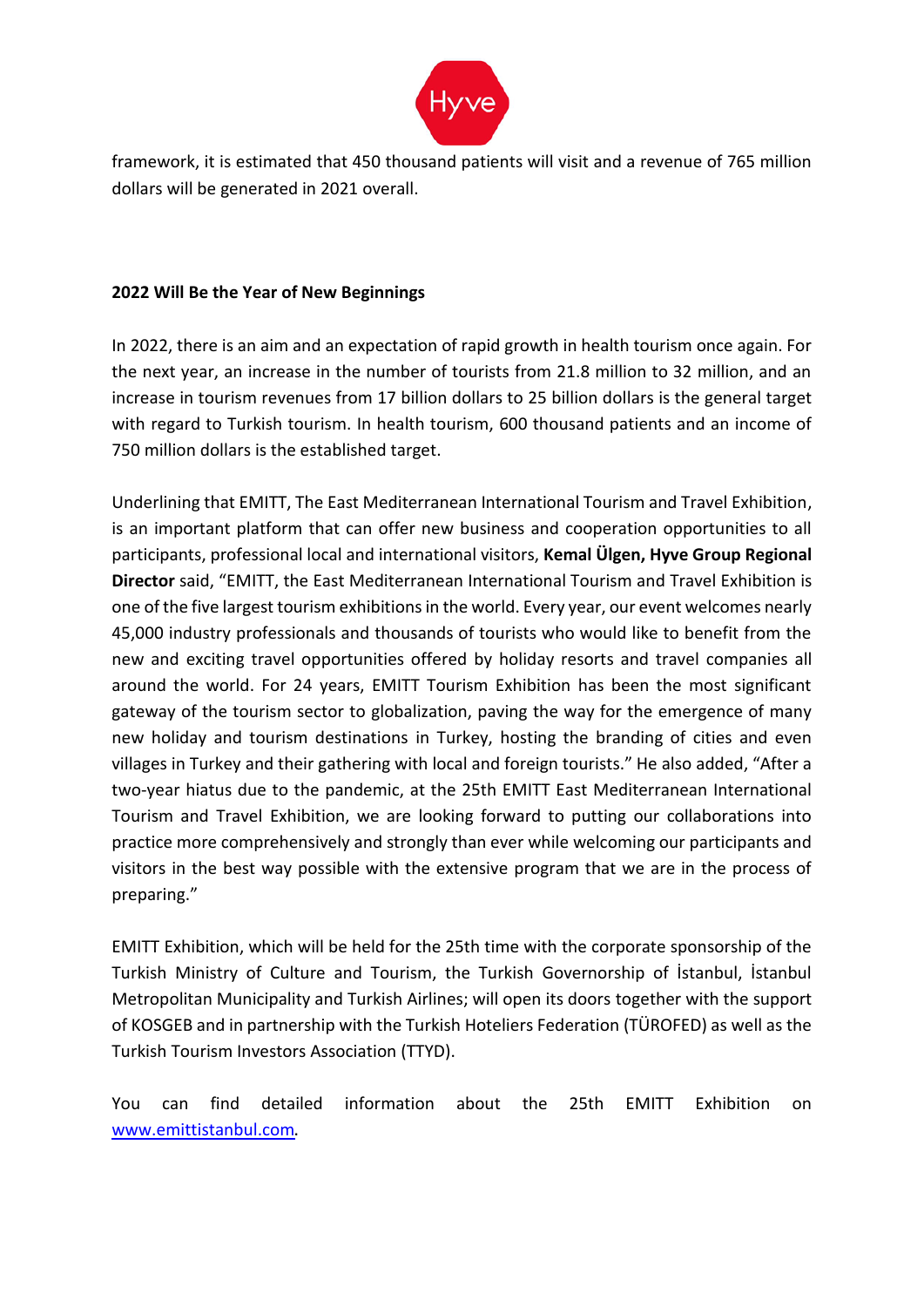framework, it is estimated that 450 thousand patients will visit and a revenue of 765 million dollars will be generated in 2021 overall.

**2022 Will Be the Year of New Beginnings**

In 2022, there is an aim and an expectation of rapid growth in health tourism once again. For the next year, an increase in the number of tourists from 21.8 million to 32 million, and an increase in tourism revenues from 17 billion dollars to 25 billion dollars is the general target with regard to Turkish tourism. In health tourism, 600 thousand patients and an income of 750 million dollars is the established target.

Underlining that EMITT, The East Mediterranean International Tourism and Travel Exhibition, is an important platform that can offer new business and cooperation opportunities to all participants, professional local and international visitors, **Kemal Ülgen, Hyve Group Regional Director** said, "EMITT, the East Mediterranean International Tourism and Travel Exhibition is one of the five largest tourism exhibitions in the world. Every year, our event welcomes nearly 45,000 industry professionals and thousands of tourists who would like to benefit from the new and exciting travel opportunities offered by holiday resorts and travel companies all around the world. For 24 years, EMITT Tourism Exhibition has been the most significant gateway of the tourism sector to globalization, paving the way for the emergence of many new holiday and tourism destinations in Turkey, hosting the branding of cities and even villages in Turkey and their gathering with local and foreign tourists." He also added, "After a two-year hiatus due to the pandemic, at the 25th EMITT East Mediterranean International Tourism and Travel Exhibition, we are looking forward to putting our collaborations into practice more comprehensively and strongly than ever while welcoming our participants and visitors in the best way possible with the extensive program that we are in the process of preparing."

EMITT Exhibition, which will be held for the 25th time with the corporate sponsorship of the Turkish Ministry of Culture and Tourism, the Turkish Governorship of İstanbul, İstanbul Metropolitan Municipality and Turkish Airlines; will open its doors together with the support of KOSGEB and in partnership with the Turkish Hoteliers Federation (TÜROFED) as well as the Turkish Tourism Investors Association (TTYD).

You can find detailed information about the 25th EMITT Exhibition on [www.emittistanbul.com](http://www.emittistanbul.com).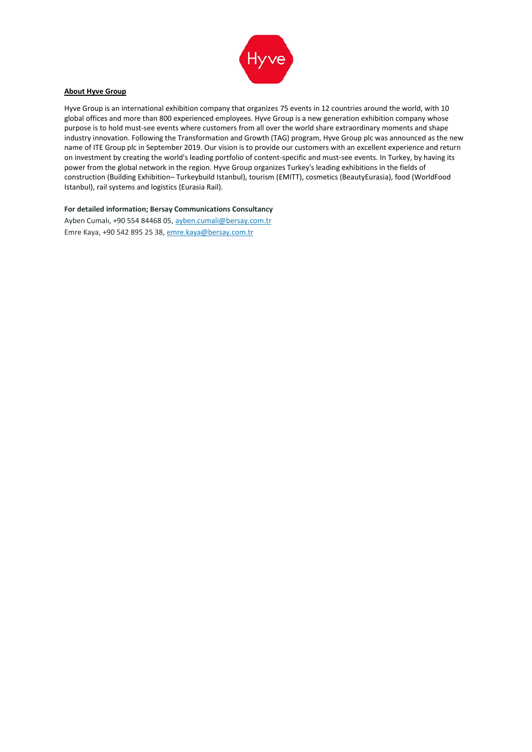**About Hyve Group**

Hyve Group is an international exhibition company that organizes 75 events in 12 countries around the world, with 10 global offices and more than 800 experienced employees. Hyve Group is a new generation exhibition company whose purpose is to hold must-see events where customers from all over the world share extraordinary moments and shape industry innovation. Following the Transformation and Growth (TAG) program, Hyve Group plc was announced as the new name of ITE Group plc in September 2019. Our vision is to provide our customers with an excellent experience and return on investment by creating the world's leading portfolio of content-specific and must-see events. In Turkey, by having its power from the global network in the region. Hyve Group organizes Turkey's leading exhibitions in the fields of construction (Building Exhibition– Turkeybuild Istanbul), tourism (EMITT), cosmetics (BeautyEurasia), food (WorldFood Istanbul), rail systems and logistics (Eurasia Rail).

**For detailed information; Bersay Communications Consultancy**

Ayben Cumalı, +90 554 84468 05, ayben.cumali@bersay.com.tr
Emre Kaya, +90 542 895 25 38, emre.kaya@bersay.com.tr